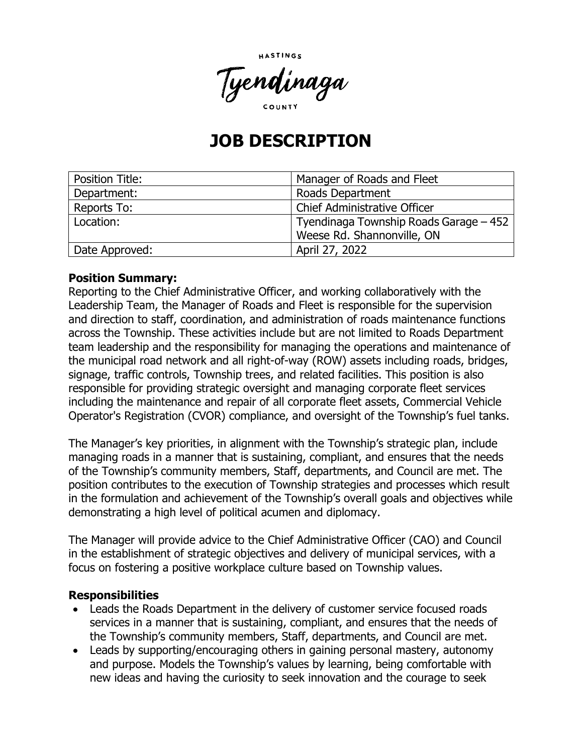HASTINGS

Tyendinaga

COUNTY

# JOB DESCRIPTION

| Position Title: | Manager of Roads and Fleet |
|---|---|
| Department: | Roads Department |
| Reports To: | Chief Administrative Officer |
| Location: | Tyendinaga Township Roads Garage – 452 Weese Rd. Shannonville, ON |
| Date Approved: | April 27, 2022 |

**Position Summary:**

Reporting to the Chief Administrative Officer, and working collaboratively with the Leadership Team, the Manager of Roads and Fleet is responsible for the supervision and direction to staff, coordination, and administration of roads maintenance functions across the Township. These activities include but are not limited to Roads Department team leadership and the responsibility for managing the operations and maintenance of the municipal road network and all right-of-way (ROW) assets including roads, bridges, signage, traffic controls, Township trees, and related facilities. This position is also responsible for providing strategic oversight and managing corporate fleet services including the maintenance and repair of all corporate fleet assets, Commercial Vehicle Operator's Registration (CVOR) compliance, and oversight of the Township's fuel tanks.

The Manager's key priorities, in alignment with the Township's strategic plan, include managing roads in a manner that is sustaining, compliant, and ensures that the needs of the Township's community members, Staff, departments, and Council are met. The position contributes to the execution of Township strategies and processes which result in the formulation and achievement of the Township's overall goals and objectives while demonstrating a high level of political acumen and diplomacy.

The Manager will provide advice to the Chief Administrative Officer (CAO) and Council in the establishment of strategic objectives and delivery of municipal services, with a focus on fostering a positive workplace culture based on Township values.

**Responsibilities**

- Leads the Roads Department in the delivery of customer service focused roads services in a manner that is sustaining, compliant, and ensures that the needs of the Township's community members, Staff, departments, and Council are met.
- Leads by supporting/encouraging others in gaining personal mastery, autonomy and purpose. Models the Township's values by learning, being comfortable with new ideas and having the curiosity to seek innovation and the courage to seek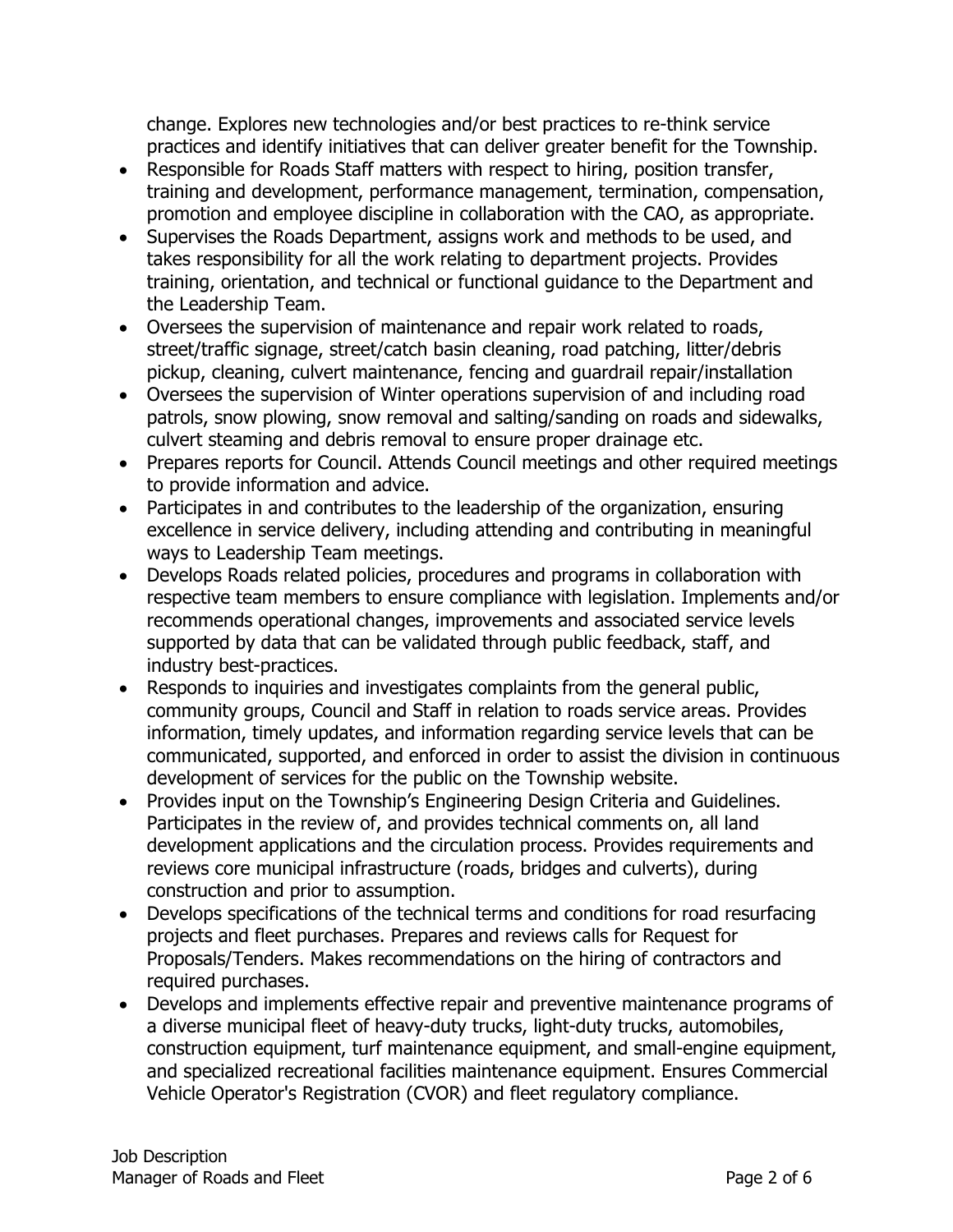change. Explores new technologies and/or best practices to re-think service practices and identify initiatives that can deliver greater benefit for the Township.

- Responsible for Roads Staff matters with respect to hiring, position transfer, training and development, performance management, termination, compensation, promotion and employee discipline in collaboration with the CAO, as appropriate.
- Supervises the Roads Department, assigns work and methods to be used, and takes responsibility for all the work relating to department projects. Provides training, orientation, and technical or functional guidance to the Department and the Leadership Team.
- Oversees the supervision of maintenance and repair work related to roads, street/traffic signage, street/catch basin cleaning, road patching, litter/debris pickup, cleaning, culvert maintenance, fencing and guardrail repair/installation
- Oversees the supervision of Winter operations supervision of and including road patrols, snow plowing, snow removal and salting/sanding on roads and sidewalks, culvert steaming and debris removal to ensure proper drainage etc.
- Prepares reports for Council. Attends Council meetings and other required meetings to provide information and advice.
- Participates in and contributes to the leadership of the organization, ensuring excellence in service delivery, including attending and contributing in meaningful ways to Leadership Team meetings.
- Develops Roads related policies, procedures and programs in collaboration with respective team members to ensure compliance with legislation. Implements and/or recommends operational changes, improvements and associated service levels supported by data that can be validated through public feedback, staff, and industry best-practices.
- Responds to inquiries and investigates complaints from the general public, community groups, Council and Staff in relation to roads service areas. Provides information, timely updates, and information regarding service levels that can be communicated, supported, and enforced in order to assist the division in continuous development of services for the public on the Township website.
- Provides input on the Township's Engineering Design Criteria and Guidelines. Participates in the review of, and provides technical comments on, all land development applications and the circulation process. Provides requirements and reviews core municipal infrastructure (roads, bridges and culverts), during construction and prior to assumption.
- Develops specifications of the technical terms and conditions for road resurfacing projects and fleet purchases. Prepares and reviews calls for Request for Proposals/Tenders. Makes recommendations on the hiring of contractors and required purchases.
- Develops and implements effective repair and preventive maintenance programs of a diverse municipal fleet of heavy-duty trucks, light-duty trucks, automobiles, construction equipment, turf maintenance equipment, and small-engine equipment, and specialized recreational facilities maintenance equipment. Ensures Commercial Vehicle Operator's Registration (CVOR) and fleet regulatory compliance.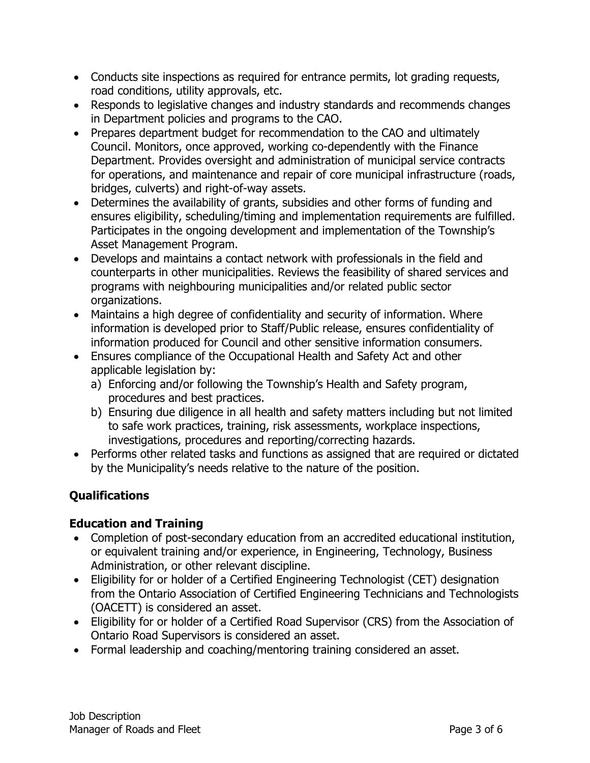- Conducts site inspections as required for entrance permits, lot grading requests, road conditions, utility approvals, etc.
- Responds to legislative changes and industry standards and recommends changes in Department policies and programs to the CAO.
- Prepares department budget for recommendation to the CAO and ultimately Council. Monitors, once approved, working co-dependently with the Finance Department. Provides oversight and administration of municipal service contracts for operations, and maintenance and repair of core municipal infrastructure (roads, bridges, culverts) and right-of-way assets.
- Determines the availability of grants, subsidies and other forms of funding and ensures eligibility, scheduling/timing and implementation requirements are fulfilled. Participates in the ongoing development and implementation of the Township's Asset Management Program.
- Develops and maintains a contact network with professionals in the field and counterparts in other municipalities. Reviews the feasibility of shared services and programs with neighbouring municipalities and/or related public sector organizations.
- Maintains a high degree of confidentiality and security of information. Where information is developed prior to Staff/Public release, ensures confidentiality of information produced for Council and other sensitive information consumers.
- Ensures compliance of the Occupational Health and Safety Act and other applicable legislation by:
  a) Enforcing and/or following the Township's Health and Safety program, procedures and best practices.
  b) Ensuring due diligence in all health and safety matters including but not limited to safe work practices, training, risk assessments, workplace inspections, investigations, procedures and reporting/correcting hazards.
- Performs other related tasks and functions as assigned that are required or dictated by the Municipality's needs relative to the nature of the position.

## Qualifications

### Education and Training

- Completion of post-secondary education from an accredited educational institution, or equivalent training and/or experience, in Engineering, Technology, Business Administration, or other relevant discipline.
- Eligibility for or holder of a Certified Engineering Technologist (CET) designation from the Ontario Association of Certified Engineering Technicians and Technologists (OACETT) is considered an asset.
- Eligibility for or holder of a Certified Road Supervisor (CRS) from the Association of Ontario Road Supervisors is considered an asset.
- Formal leadership and coaching/mentoring training considered an asset.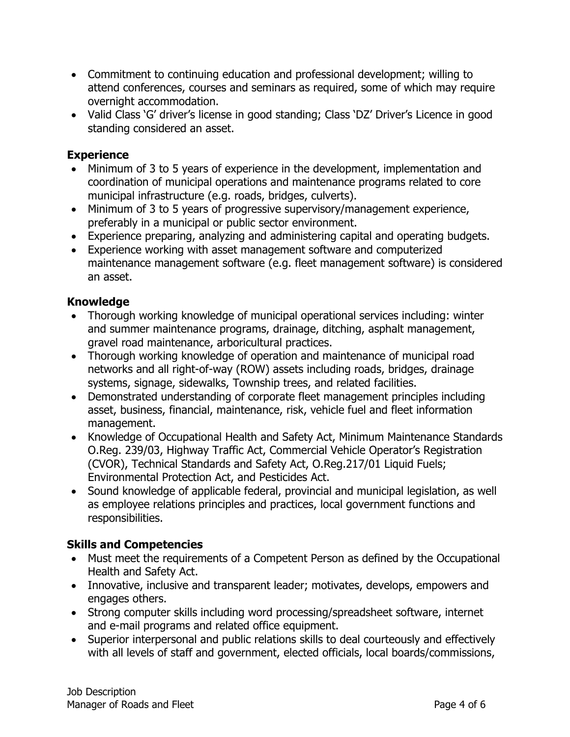- Commitment to continuing education and professional development; willing to attend conferences, courses and seminars as required, some of which may require overnight accommodation.
- Valid Class 'G' driver's license in good standing; Class 'DZ' Driver's Licence in good standing considered an asset.

### Experience

- Minimum of 3 to 5 years of experience in the development, implementation and coordination of municipal operations and maintenance programs related to core municipal infrastructure (e.g. roads, bridges, culverts).
- Minimum of 3 to 5 years of progressive supervisory/management experience, preferably in a municipal or public sector environment.
- Experience preparing, analyzing and administering capital and operating budgets.
- Experience working with asset management software and computerized maintenance management software (e.g. fleet management software) is considered an asset.

### Knowledge

- Thorough working knowledge of municipal operational services including: winter and summer maintenance programs, drainage, ditching, asphalt management, gravel road maintenance, arboricultural practices.
- Thorough working knowledge of operation and maintenance of municipal road networks and all right-of-way (ROW) assets including roads, bridges, drainage systems, signage, sidewalks, Township trees, and related facilities.
- Demonstrated understanding of corporate fleet management principles including asset, business, financial, maintenance, risk, vehicle fuel and fleet information management.
- Knowledge of Occupational Health and Safety Act, Minimum Maintenance Standards O.Reg. 239/03, Highway Traffic Act, Commercial Vehicle Operator's Registration (CVOR), Technical Standards and Safety Act, O.Reg.217/01 Liquid Fuels; Environmental Protection Act, and Pesticides Act.
- Sound knowledge of applicable federal, provincial and municipal legislation, as well as employee relations principles and practices, local government functions and responsibilities.

### Skills and Competencies

- Must meet the requirements of a Competent Person as defined by the Occupational Health and Safety Act.
- Innovative, inclusive and transparent leader; motivates, develops, empowers and engages others.
- Strong computer skills including word processing/spreadsheet software, internet and e-mail programs and related office equipment.
- Superior interpersonal and public relations skills to deal courteously and effectively with all levels of staff and government, elected officials, local boards/commissions,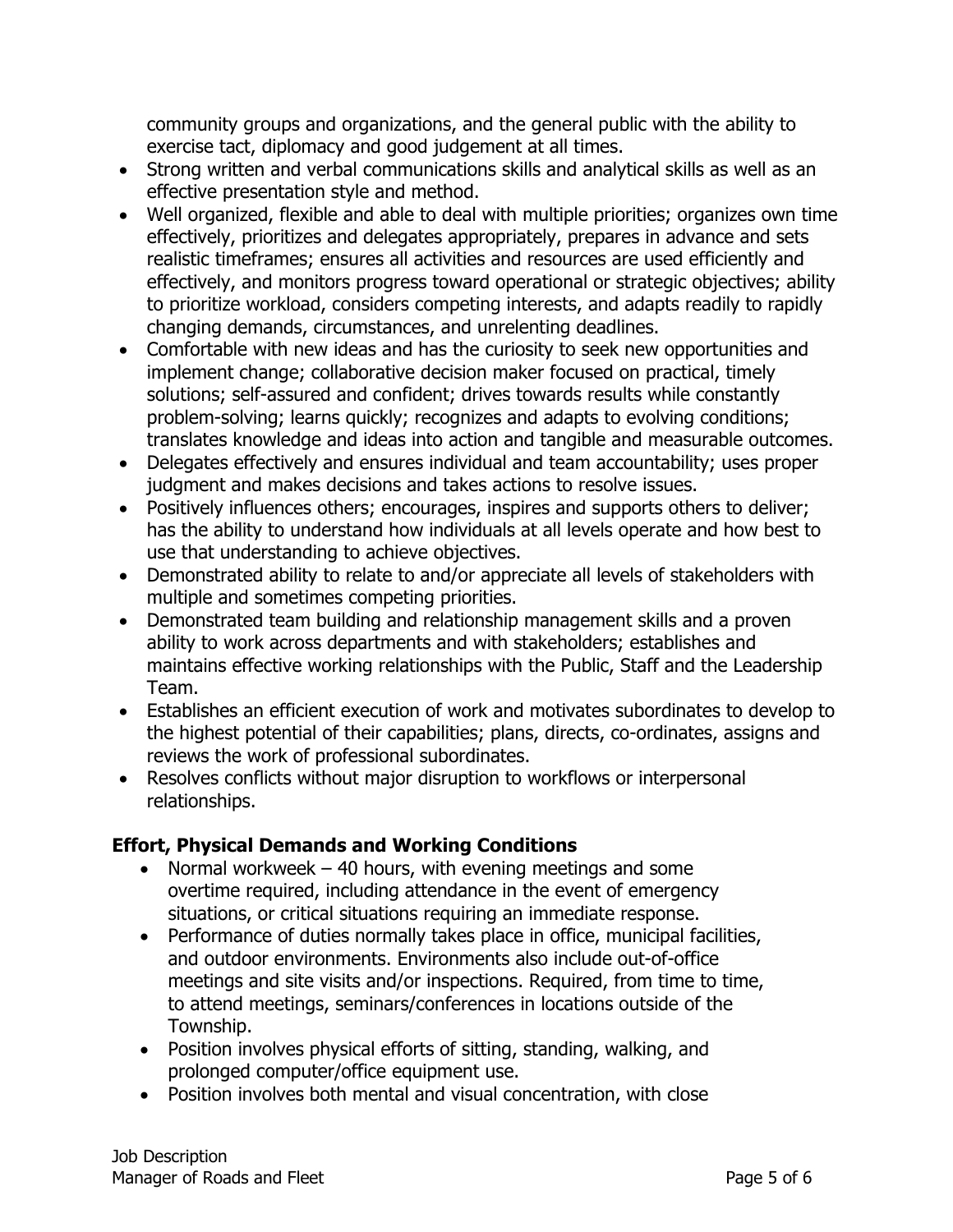community groups and organizations, and the general public with the ability to exercise tact, diplomacy and good judgement at all times.

- Strong written and verbal communications skills and analytical skills as well as an effective presentation style and method.
- Well organized, flexible and able to deal with multiple priorities; organizes own time effectively, prioritizes and delegates appropriately, prepares in advance and sets realistic timeframes; ensures all activities and resources are used efficiently and effectively, and monitors progress toward operational or strategic objectives; ability to prioritize workload, considers competing interests, and adapts readily to rapidly changing demands, circumstances, and unrelenting deadlines.
- Comfortable with new ideas and has the curiosity to seek new opportunities and implement change; collaborative decision maker focused on practical, timely solutions; self-assured and confident; drives towards results while constantly problem-solving; learns quickly; recognizes and adapts to evolving conditions; translates knowledge and ideas into action and tangible and measurable outcomes.
- Delegates effectively and ensures individual and team accountability; uses proper judgment and makes decisions and takes actions to resolve issues.
- Positively influences others; encourages, inspires and supports others to deliver; has the ability to understand how individuals at all levels operate and how best to use that understanding to achieve objectives.
- Demonstrated ability to relate to and/or appreciate all levels of stakeholders with multiple and sometimes competing priorities.
- Demonstrated team building and relationship management skills and a proven ability to work across departments and with stakeholders; establishes and maintains effective working relationships with the Public, Staff and the Leadership Team.
- Establishes an efficient execution of work and motivates subordinates to develop to the highest potential of their capabilities; plans, directs, co-ordinates, assigns and reviews the work of professional subordinates.
- Resolves conflicts without major disruption to workflows or interpersonal relationships.

## Effort, Physical Demands and Working Conditions

- Normal workweek – 40 hours, with evening meetings and some overtime required, including attendance in the event of emergency situations, or critical situations requiring an immediate response.
- Performance of duties normally takes place in office, municipal facilities, and outdoor environments. Environments also include out-of-office meetings and site visits and/or inspections. Required, from time to time, to attend meetings, seminars/conferences in locations outside of the Township.
- Position involves physical efforts of sitting, standing, walking, and prolonged computer/office equipment use.
- Position involves both mental and visual concentration, with close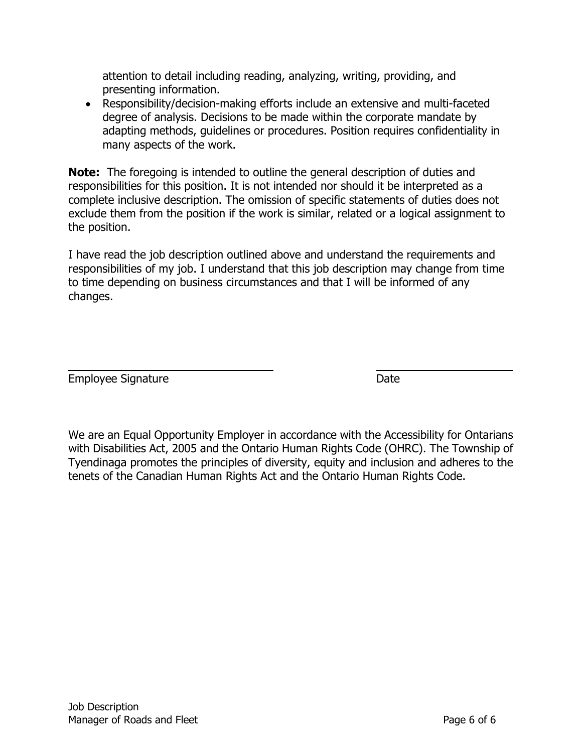attention to detail including reading, analyzing, writing, providing, and presenting information.

- Responsibility/decision-making efforts include an extensive and multi-faceted degree of analysis. Decisions to be made within the corporate mandate by adapting methods, guidelines or procedures. Position requires confidentiality in many aspects of the work.

**Note:** The foregoing is intended to outline the general description of duties and responsibilities for this position. It is not intended nor should it be interpreted as a complete inclusive description. The omission of specific statements of duties does not exclude them from the position if the work is similar, related or a logical assignment to the position.

I have read the job description outlined above and understand the requirements and responsibilities of my job. I understand that this job description may change from time to time depending on business circumstances and that I will be informed of any changes.

\_\_\_\_\_\_\_\_\_\_\_\_\_\_\_\_\_\_\_\_\_\_\_\_\_\_\_\_\_\_ \_\_\_\_\_\_\_\_\_\_\_\_\_\_\_\_\_\_\_\_

Employee Signature Date

We are an Equal Opportunity Employer in accordance with the Accessibility for Ontarians with Disabilities Act, 2005 and the Ontario Human Rights Code (OHRC). The Township of Tyendinaga promotes the principles of diversity, equity and inclusion and adheres to the tenets of the Canadian Human Rights Act and the Ontario Human Rights Code.